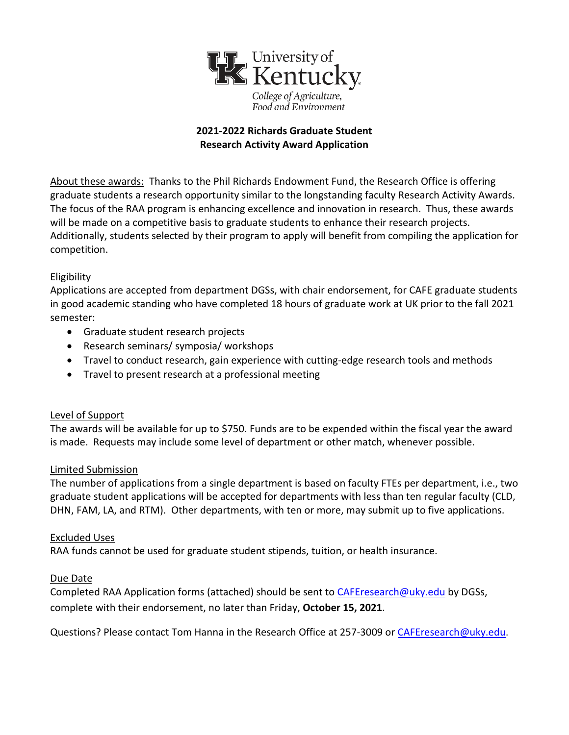University of Kentucky
College of Agriculture, Food and Environment

## 2021-2022 Richards Graduate Student Research Activity Award Application

About these awards: Thanks to the Phil Richards Endowment Fund, the Research Office is offering graduate students a research opportunity similar to the longstanding faculty Research Activity Awards. The focus of the RAA program is enhancing excellence and innovation in research. Thus, these awards will be made on a competitive basis to graduate students to enhance their research projects. Additionally, students selected by their program to apply will benefit from compiling the application for competition.

### Eligibility

Applications are accepted from department DGSs, with chair endorsement, for CAFE graduate students in good academic standing who have completed 18 hours of graduate work at UK prior to the fall 2021 semester:

- Graduate student research projects
- Research seminars/ symposia/ workshops
- Travel to conduct research, gain experience with cutting-edge research tools and methods
- Travel to present research at a professional meeting

### Level of Support

The awards will be available for up to $750. Funds are to be expended within the fiscal year the award is made. Requests may include some level of department or other match, whenever possible.

### Limited Submission

The number of applications from a single department is based on faculty FTEs per department, i.e., two graduate student applications will be accepted for departments with less than ten regular faculty (CLD, DHN, FAM, LA, and RTM). Other departments, with ten or more, may submit up to five applications.

### Excluded Uses

RAA funds cannot be used for graduate student stipends, tuition, or health insurance.

### Due Date

Completed RAA Application forms (attached) should be sent to CAFEresearch@uky.edu by DGSs, complete with their endorsement, no later than Friday, **October 15, 2021**.

Questions? Please contact Tom Hanna in the Research Office at 257-3009 or CAFEresearch@uky.edu.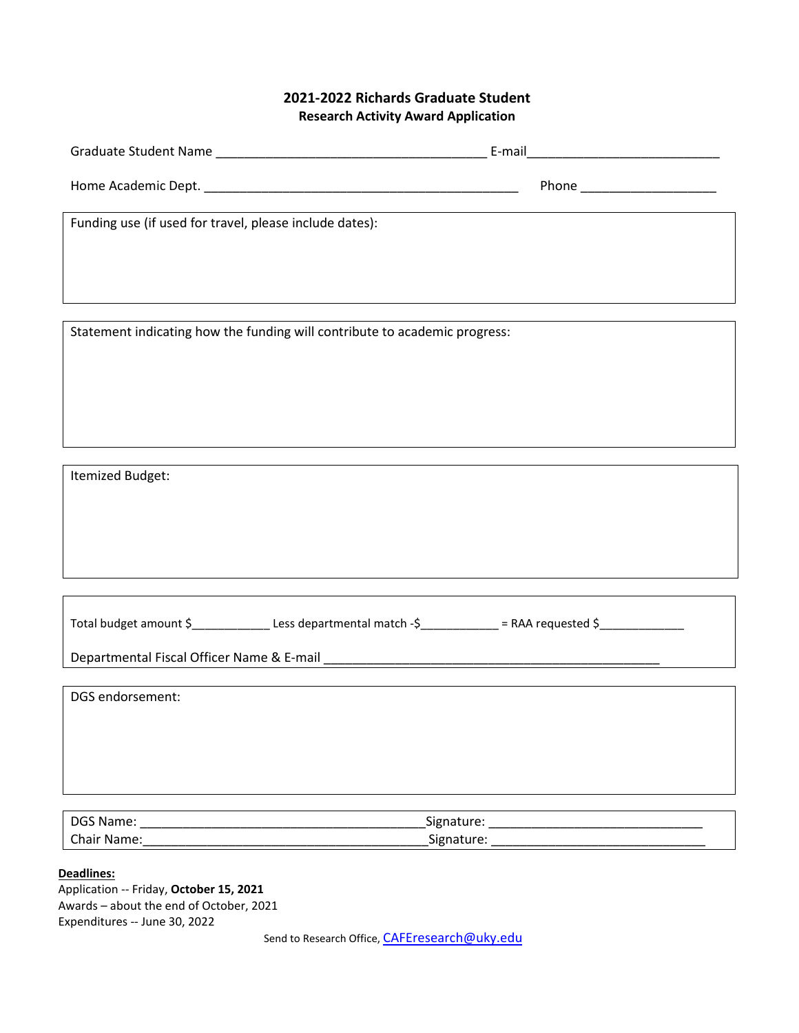## 2021-2022 Richards Graduate Student
### Research Activity Award Application

Graduate Student Name ______________________________________ E-mail___________________________

Home Academic Dept. ____________________________________________ Phone ___________________

Funding use (if used for travel, please include dates):

Statement indicating how the funding will contribute to academic progress:

Itemized Budget:

Total budget amount $___________ Less departmental match -$___________ = RAA requested $____________

Departmental Fiscal Officer Name & E-mail _______________________________________________

DGS endorsement:

DGS Name: ________________________________________Signature: ______________________________

Chair Name:________________________________________Signature: ______________________________

**Deadlines:**

Application -- Friday, **October 15, 2021**

Awards – about the end of October, 2021

Expenditures -- June 30, 2022

Send to Research Office, CAFEresearch@uky.edu